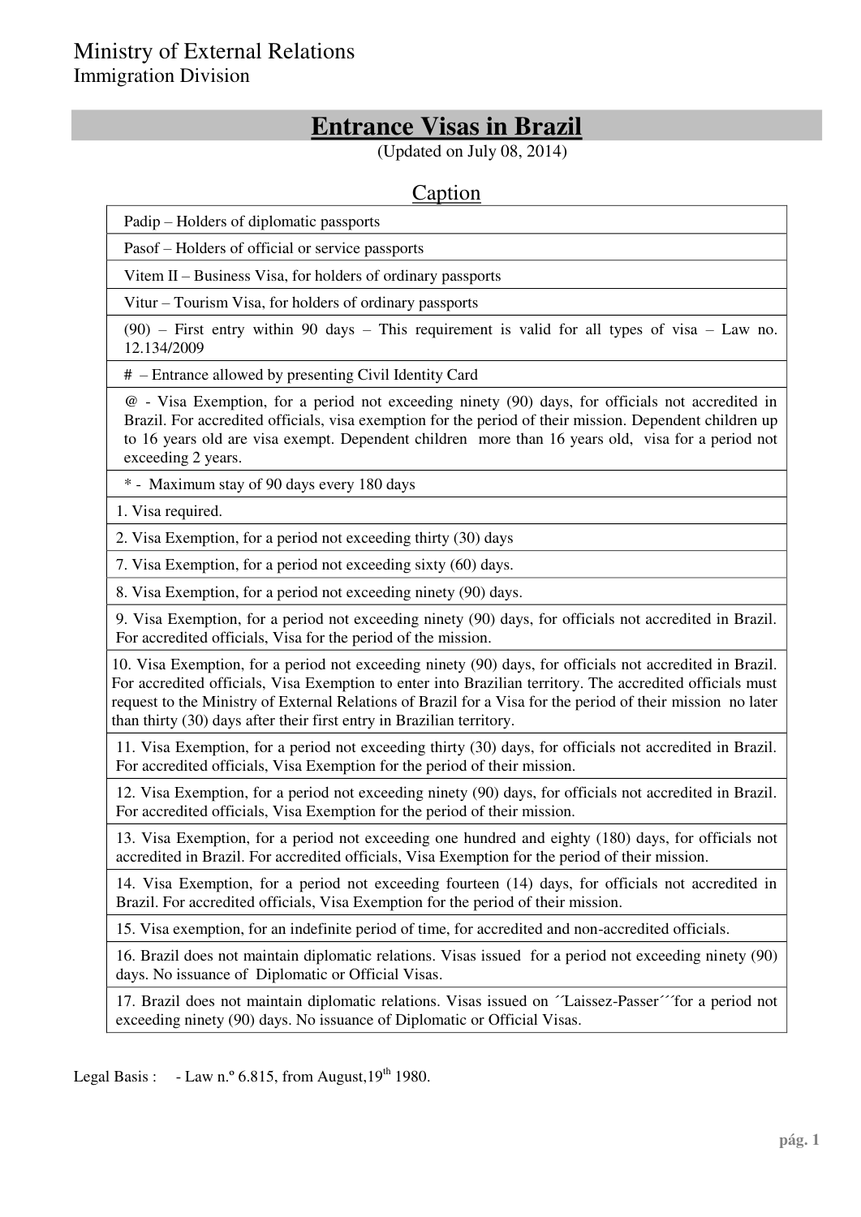Ministry of External Relations
Immigration Division

# Entrance Visas in Brazil

(Updated on July 08, 2014)

## Caption

| Caption |
|---|
| Padip – Holders of diplomatic passports |
| Pasof – Holders of official or service passports |
| Vitem II – Business Visa, for holders of ordinary passports |
| Vitur – Tourism Visa, for holders of ordinary passports |
| (90) – First entry within 90 days – This requirement is valid for all types of visa – Law no. 12.134/2009 |
| # – Entrance allowed by presenting Civil Identity Card |
| @ - Visa Exemption, for a period not exceeding ninety (90) days, for officials not accredited in Brazil. For accredited officials, visa exemption for the period of their mission. Dependent children up to 16 years old are visa exempt. Dependent children more than 16 years old, visa for a period not exceeding 2 years. |
| * - Maximum stay of 90 days every 180 days |
| 1. Visa required. |
| 2. Visa Exemption, for a period not exceeding thirty (30) days |
| 7. Visa Exemption, for a period not exceeding sixty (60) days. |
| 8. Visa Exemption, for a period not exceeding ninety (90) days. |
| 9. Visa Exemption, for a period not exceeding ninety (90) days, for officials not accredited in Brazil. For accredited officials, Visa for the period of the mission. |
| 10. Visa Exemption, for a period not exceeding ninety (90) days, for officials not accredited in Brazil. For accredited officials, Visa Exemption to enter into Brazilian territory. The accredited officials must request to the Ministry of External Relations of Brazil for a Visa for the period of their mission no later than thirty (30) days after their first entry in Brazilian territory. |
| 11. Visa Exemption, for a period not exceeding thirty (30) days, for officials not accredited in Brazil. For accredited officials, Visa Exemption for the period of their mission. |
| 12. Visa Exemption, for a period not exceeding ninety (90) days, for officials not accredited in Brazil. For accredited officials, Visa Exemption for the period of their mission. |
| 13. Visa Exemption, for a period not exceeding one hundred and eighty (180) days, for officials not accredited in Brazil. For accredited officials, Visa Exemption for the period of their mission. |
| 14. Visa Exemption, for a period not exceeding fourteen (14) days, for officials not accredited in Brazil. For accredited officials, Visa Exemption for the period of their mission. |
| 15. Visa exemption, for an indefinite period of time, for accredited and non-accredited officials. |
| 16. Brazil does not maintain diplomatic relations. Visas issued for a period not exceeding ninety (90) days. No issuance of Diplomatic or Official Visas. |
| 17. Brazil does not maintain diplomatic relations. Visas issued on ´´Laissez-Passer´´´for a period not exceeding ninety (90) days. No issuance of Diplomatic or Official Visas. |

Legal Basis : - Law n.º 6.815, from August,19th 1980.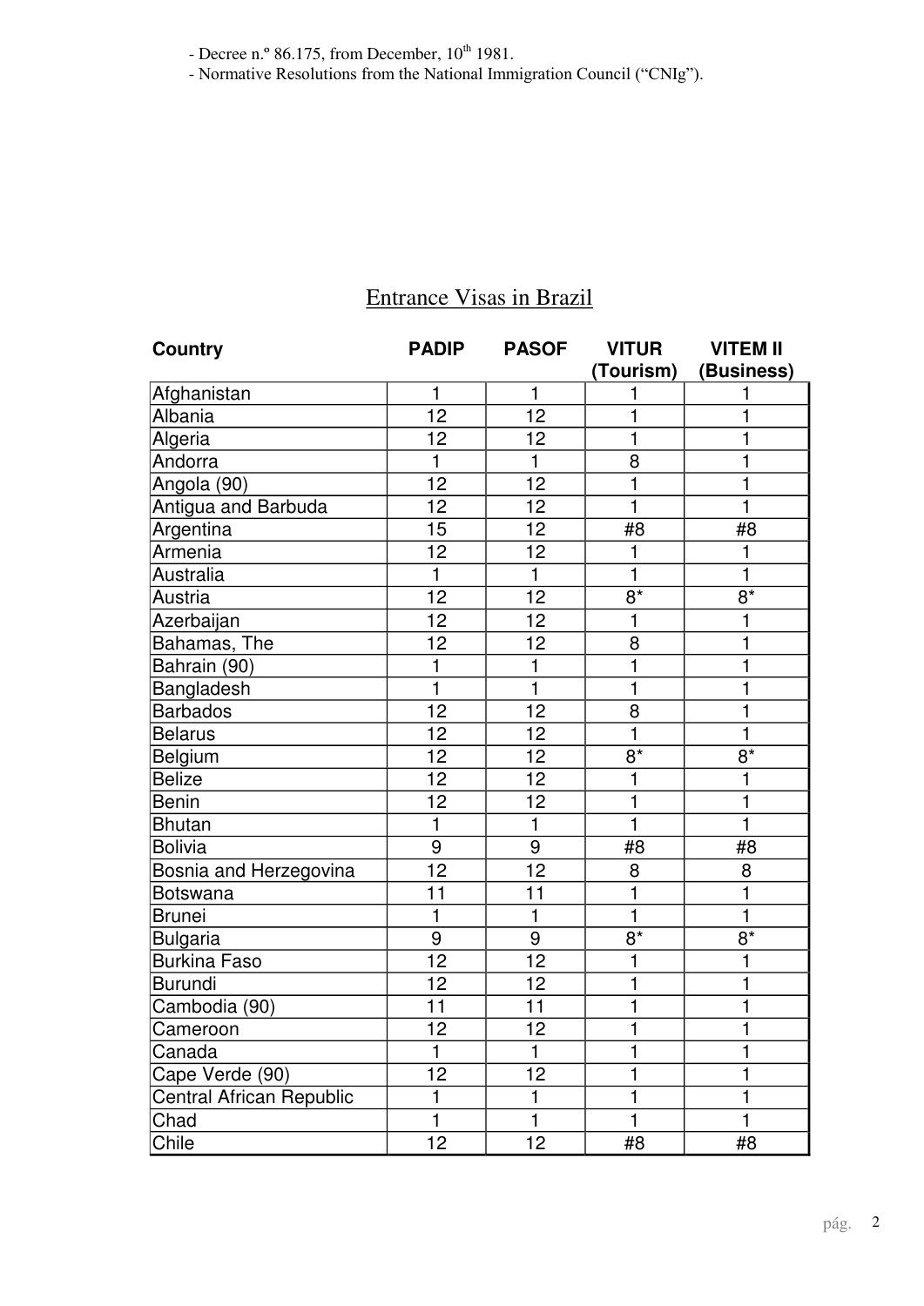- Decree n.º 86.175, from December, 10th 1981.
- Normative Resolutions from the National Immigration Council (“CNIg”).

## Entrance Visas in Brazil

| Country | PADIP | PASOF | VITUR (Tourism) | VITEM II (Business) |
|---|---|---|---|---|
| Afghanistan | 1 | 1 | 1 | 1 |
| Albania | 12 | 12 | 1 | 1 |
| Algeria | 12 | 12 | 1 | 1 |
| Andorra | 1 | 1 | 8 | 1 |
| Angola (90) | 12 | 12 | 1 | 1 |
| Antigua and Barbuda | 12 | 12 | 1 | 1 |
| Argentina | 15 | 12 | #8 | #8 |
| Armenia | 12 | 12 | 1 | 1 |
| Australia | 1 | 1 | 1 | 1 |
| Austria | 12 | 12 | 8* | 8* |
| Azerbaijan | 12 | 12 | 1 | 1 |
| Bahamas, The | 12 | 12 | 8 | 1 |
| Bahrain (90) | 1 | 1 | 1 | 1 |
| Bangladesh | 1 | 1 | 1 | 1 |
| Barbados | 12 | 12 | 8 | 1 |
| Belarus | 12 | 12 | 1 | 1 |
| Belgium | 12 | 12 | 8* | 8* |
| Belize | 12 | 12 | 1 | 1 |
| Benin | 12 | 12 | 1 | 1 |
| Bhutan | 1 | 1 | 1 | 1 |
| Bolivia | 9 | 9 | #8 | #8 |
| Bosnia and Herzegovina | 12 | 12 | 8 | 8 |
| Botswana | 11 | 11 | 1 | 1 |
| Brunei | 1 | 1 | 1 | 1 |
| Bulgaria | 9 | 9 | 8* | 8* |
| Burkina Faso | 12 | 12 | 1 | 1 |
| Burundi | 12 | 12 | 1 | 1 |
| Cambodia (90) | 11 | 11 | 1 | 1 |
| Cameroon | 12 | 12 | 1 | 1 |
| Canada | 1 | 1 | 1 | 1 |
| Cape Verde (90) | 12 | 12 | 1 | 1 |
| Central African Republic | 1 | 1 | 1 | 1 |
| Chad | 1 | 1 | 1 | 1 |
| Chile | 12 | 12 | #8 | #8 |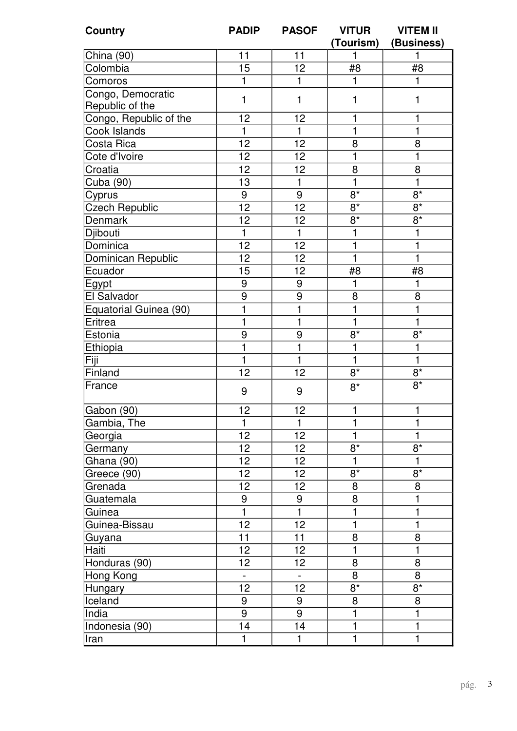| Country | PADIP | PASOF | VITUR (Tourism) | VITEM II (Business) |
|---|---|---|---|---|
| China (90) | 11 | 11 | 1 | 1 |
| Colombia | 15 | 12 | #8 | #8 |
| Comoros | 1 | 1 | 1 | 1 |
| Congo, Democratic Republic of the | 1 | 1 | 1 | 1 |
| Congo, Republic of the | 12 | 12 | 1 | 1 |
| Cook Islands | 1 | 1 | 1 | 1 |
| Costa Rica | 12 | 12 | 8 | 8 |
| Cote d'Ivoire | 12 | 12 | 1 | 1 |
| Croatia | 12 | 12 | 8 | 8 |
| Cuba (90) | 13 | 1 | 1 | 1 |
| Cyprus | 9 | 9 | 8* | 8* |
| Czech Republic | 12 | 12 | 8* | 8* |
| Denmark | 12 | 12 | 8* | 8* |
| Djibouti | 1 | 1 | 1 | 1 |
| Dominica | 12 | 12 | 1 | 1 |
| Dominican Republic | 12 | 12 | 1 | 1 |
| Ecuador | 15 | 12 | #8 | #8 |
| Egypt | 9 | 9 | 1 | 1 |
| El Salvador | 9 | 9 | 8 | 8 |
| Equatorial Guinea (90) | 1 | 1 | 1 | 1 |
| Eritrea | 1 | 1 | 1 | 1 |
| Estonia | 9 | 9 | 8* | 8* |
| Ethiopia | 1 | 1 | 1 | 1 |
| Fiji | 1 | 1 | 1 | 1 |
| Finland | 12 | 12 | 8* | 8* |
| France | 9 | 9 | 8* | 8* |
| Gabon (90) | 12 | 12 | 1 | 1 |
| Gambia, The | 1 | 1 | 1 | 1 |
| Georgia | 12 | 12 | 1 | 1 |
| Germany | 12 | 12 | 8* | 8* |
| Ghana (90) | 12 | 12 | 1 | 1 |
| Greece (90) | 12 | 12 | 8* | 8* |
| Grenada | 12 | 12 | 8 | 8 |
| Guatemala | 9 | 9 | 8 | 1 |
| Guinea | 1 | 1 | 1 | 1 |
| Guinea-Bissau | 12 | 12 | 1 | 1 |
| Guyana | 11 | 11 | 8 | 8 |
| Haiti | 12 | 12 | 1 | 1 |
| Honduras (90) | 12 | 12 | 8 | 8 |
| Hong Kong | - | - | 8 | 8 |
| Hungary | 12 | 12 | 8* | 8* |
| Iceland | 9 | 9 | 8 | 8 |
| India | 9 | 9 | 1 | 1 |
| Indonesia (90) | 14 | 14 | 1 | 1 |
| Iran | 1 | 1 | 1 | 1 |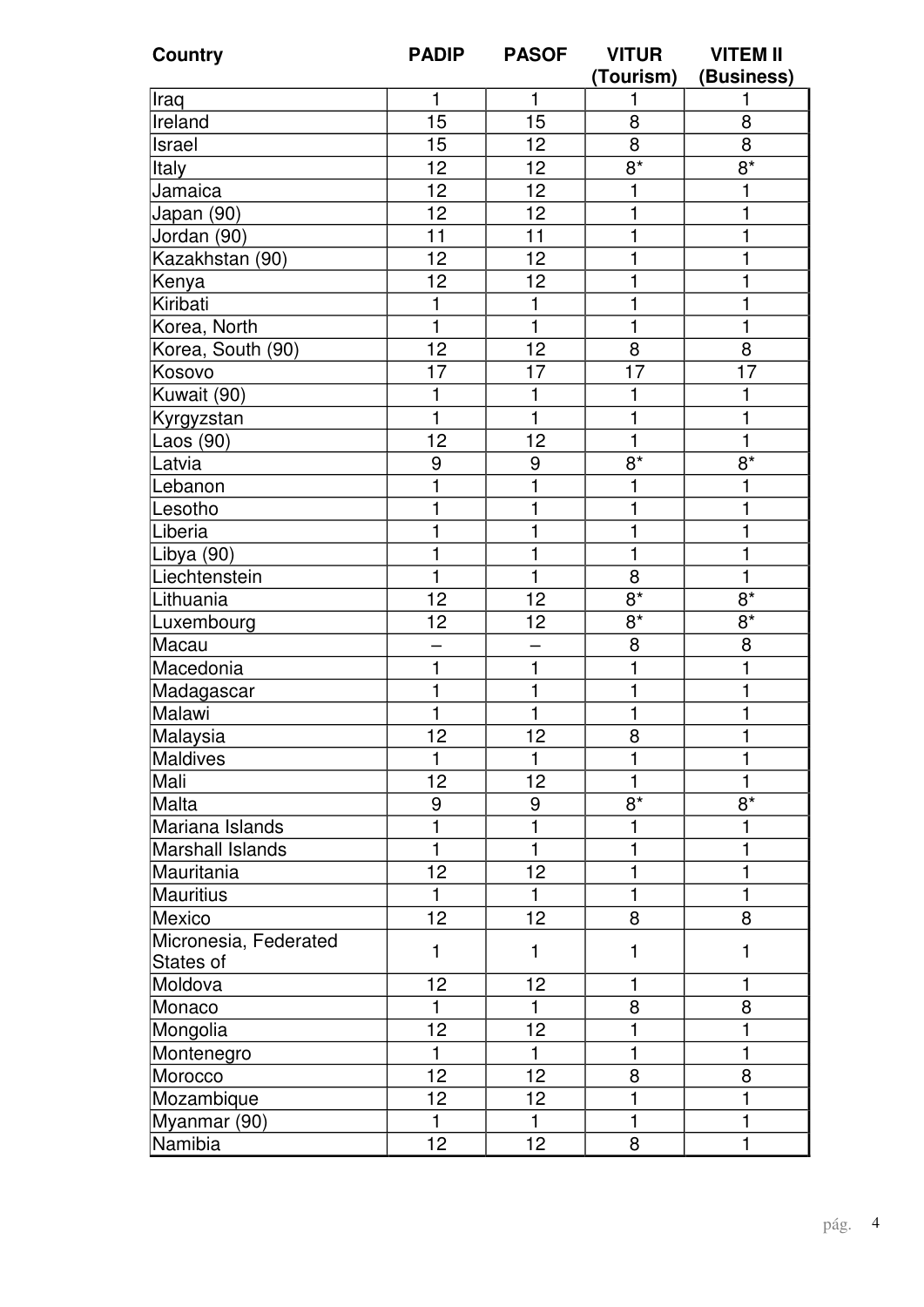| Country | PADIP | PASOF | VITUR (Tourism) | VITEM II (Business) |
|---|---|---|---|---|
| Iraq | 1 | 1 | 1 | 1 |
| Ireland | 15 | 15 | 8 | 8 |
| Israel | 15 | 12 | 8 | 8 |
| Italy | 12 | 12 | 8* | 8* |
| Jamaica | 12 | 12 | 1 | 1 |
| Japan (90) | 12 | 12 | 1 | 1 |
| Jordan (90) | 11 | 11 | 1 | 1 |
| Kazakhstan (90) | 12 | 12 | 1 | 1 |
| Kenya | 12 | 12 | 1 | 1 |
| Kiribati | 1 | 1 | 1 | 1 |
| Korea, North | 1 | 1 | 1 | 1 |
| Korea, South (90) | 12 | 12 | 8 | 8 |
| Kosovo | 17 | 17 | 17 | 17 |
| Kuwait (90) | 1 | 1 | 1 | 1 |
| Kyrgyzstan | 1 | 1 | 1 | 1 |
| Laos (90) | 12 | 12 | 1 | 1 |
| Latvia | 9 | 9 | 8* | 8* |
| Lebanon | 1 | 1 | 1 | 1 |
| Lesotho | 1 | 1 | 1 | 1 |
| Liberia | 1 | 1 | 1 | 1 |
| Libya (90) | 1 | 1 | 1 | 1 |
| Liechtenstein | 1 | 1 | 8 | 1 |
| Lithuania | 12 | 12 | 8* | 8* |
| Luxembourg | 12 | 12 | 8* | 8* |
| Macau | – | – | 8 | 8 |
| Macedonia | 1 | 1 | 1 | 1 |
| Madagascar | 1 | 1 | 1 | 1 |
| Malawi | 1 | 1 | 1 | 1 |
| Malaysia | 12 | 12 | 8 | 1 |
| Maldives | 1 | 1 | 1 | 1 |
| Mali | 12 | 12 | 1 | 1 |
| Malta | 9 | 9 | 8* | 8* |
| Mariana Islands | 1 | 1 | 1 | 1 |
| Marshall Islands | 1 | 1 | 1 | 1 |
| Mauritania | 12 | 12 | 1 | 1 |
| Mauritius | 1 | 1 | 1 | 1 |
| Mexico | 12 | 12 | 8 | 8 |
| Micronesia, Federated States of | 1 | 1 | 1 | 1 |
| Moldova | 12 | 12 | 1 | 1 |
| Monaco | 1 | 1 | 8 | 8 |
| Mongolia | 12 | 12 | 1 | 1 |
| Montenegro | 1 | 1 | 1 | 1 |
| Morocco | 12 | 12 | 8 | 8 |
| Mozambique | 12 | 12 | 1 | 1 |
| Myanmar (90) | 1 | 1 | 1 | 1 |
| Namibia | 12 | 12 | 8 | 1 |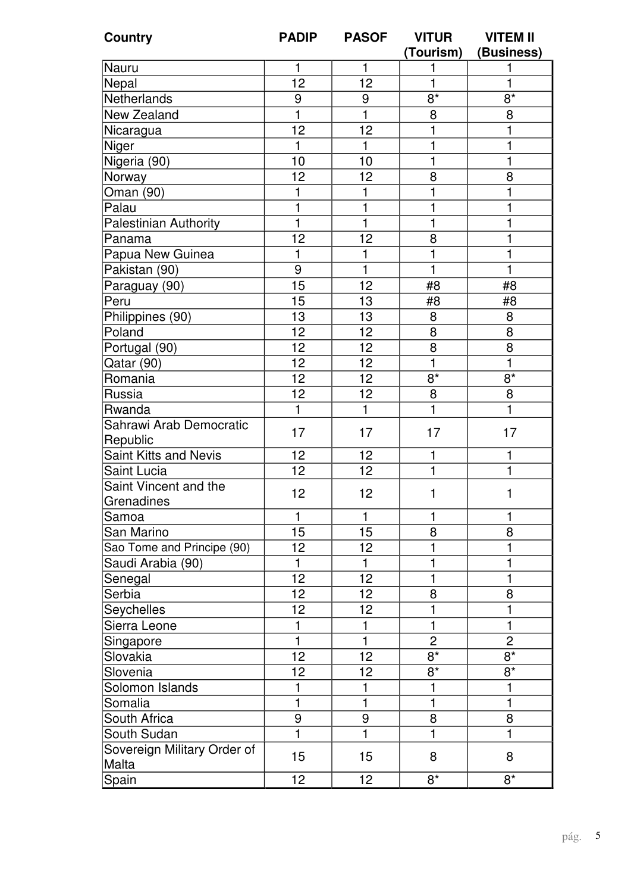| Country | PADIP | PASOF | VITUR (Tourism) | VITEM II (Business) |
|---|---|---|---|---|
| Nauru | 1 | 1 | 1 | 1 |
| Nepal | 12 | 12 | 1 | 1 |
| Netherlands | 9 | 9 | 8* | 8* |
| New Zealand | 1 | 1 | 8 | 8 |
| Nicaragua | 12 | 12 | 1 | 1 |
| Niger | 1 | 1 | 1 | 1 |
| Nigeria (90) | 10 | 10 | 1 | 1 |
| Norway | 12 | 12 | 8 | 8 |
| Oman (90) | 1 | 1 | 1 | 1 |
| Palau | 1 | 1 | 1 | 1 |
| Palestinian Authority | 1 | 1 | 1 | 1 |
| Panama | 12 | 12 | 8 | 1 |
| Papua New Guinea | 1 | 1 | 1 | 1 |
| Pakistan (90) | 9 | 1 | 1 | 1 |
| Paraguay (90) | 15 | 12 | #8 | #8 |
| Peru | 15 | 13 | #8 | #8 |
| Philippines (90) | 13 | 13 | 8 | 8 |
| Poland | 12 | 12 | 8 | 8 |
| Portugal (90) | 12 | 12 | 8 | 8 |
| Qatar (90) | 12 | 12 | 1 | 1 |
| Romania | 12 | 12 | 8* | 8* |
| Russia | 12 | 12 | 8 | 8 |
| Rwanda | 1 | 1 | 1 | 1 |
| Sahrawi Arab Democratic Republic | 17 | 17 | 17 | 17 |
| Saint Kitts and Nevis | 12 | 12 | 1 | 1 |
| Saint Lucia | 12 | 12 | 1 | 1 |
| Saint Vincent and the Grenadines | 12 | 12 | 1 | 1 |
| Samoa | 1 | 1 | 1 | 1 |
| San Marino | 15 | 15 | 8 | 8 |
| Sao Tome and Principe (90) | 12 | 12 | 1 | 1 |
| Saudi Arabia (90) | 1 | 1 | 1 | 1 |
| Senegal | 12 | 12 | 1 | 1 |
| Serbia | 12 | 12 | 8 | 8 |
| Seychelles | 12 | 12 | 1 | 1 |
| Sierra Leone | 1 | 1 | 1 | 1 |
| Singapore | 1 | 1 | 2 | 2 |
| Slovakia | 12 | 12 | 8* | 8* |
| Slovenia | 12 | 12 | 8* | 8* |
| Solomon Islands | 1 | 1 | 1 | 1 |
| Somalia | 1 | 1 | 1 | 1 |
| South Africa | 9 | 9 | 8 | 8 |
| South Sudan | 1 | 1 | 1 | 1 |
| Sovereign Military Order of Malta | 15 | 15 | 8 | 8 |
| Spain | 12 | 12 | 8* | 8* |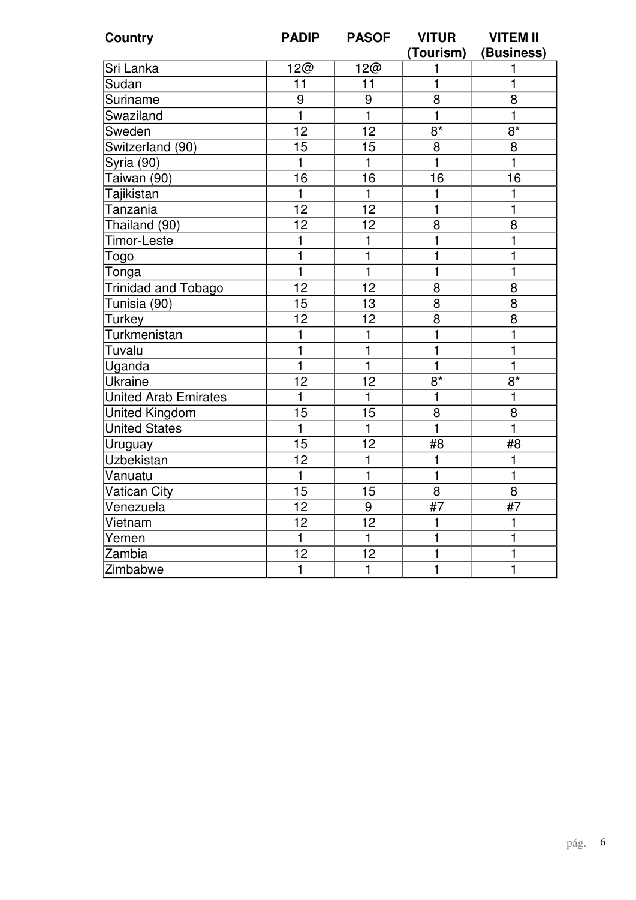| Country | PADIP | PASOF | VITUR (Tourism) | VITEM II (Business) |
|---|---|---|---|---|
| Sri Lanka | 12@ | 12@ | 1 | 1 |
| Sudan | 11 | 11 | 1 | 1 |
| Suriname | 9 | 9 | 8 | 8 |
| Swaziland | 1 | 1 | 1 | 1 |
| Sweden | 12 | 12 | 8* | 8* |
| Switzerland (90) | 15 | 15 | 8 | 8 |
| Syria (90) | 1 | 1 | 1 | 1 |
| Taiwan (90) | 16 | 16 | 16 | 16 |
| Tajikistan | 1 | 1 | 1 | 1 |
| Tanzania | 12 | 12 | 1 | 1 |
| Thailand (90) | 12 | 12 | 8 | 8 |
| Timor-Leste | 1 | 1 | 1 | 1 |
| Togo | 1 | 1 | 1 | 1 |
| Tonga | 1 | 1 | 1 | 1 |
| Trinidad and Tobago | 12 | 12 | 8 | 8 |
| Tunisia (90) | 15 | 13 | 8 | 8 |
| Turkey | 12 | 12 | 8 | 8 |
| Turkmenistan | 1 | 1 | 1 | 1 |
| Tuvalu | 1 | 1 | 1 | 1 |
| Uganda | 1 | 1 | 1 | 1 |
| Ukraine | 12 | 12 | 8* | 8* |
| United Arab Emirates | 1 | 1 | 1 | 1 |
| United Kingdom | 15 | 15 | 8 | 8 |
| United States | 1 | 1 | 1 | 1 |
| Uruguay | 15 | 12 | #8 | #8 |
| Uzbekistan | 12 | 1 | 1 | 1 |
| Vanuatu | 1 | 1 | 1 | 1 |
| Vatican City | 15 | 15 | 8 | 8 |
| Venezuela | 12 | 9 | #7 | #7 |
| Vietnam | 12 | 12 | 1 | 1 |
| Yemen | 1 | 1 | 1 | 1 |
| Zambia | 12 | 12 | 1 | 1 |
| Zimbabwe | 1 | 1 | 1 | 1 |